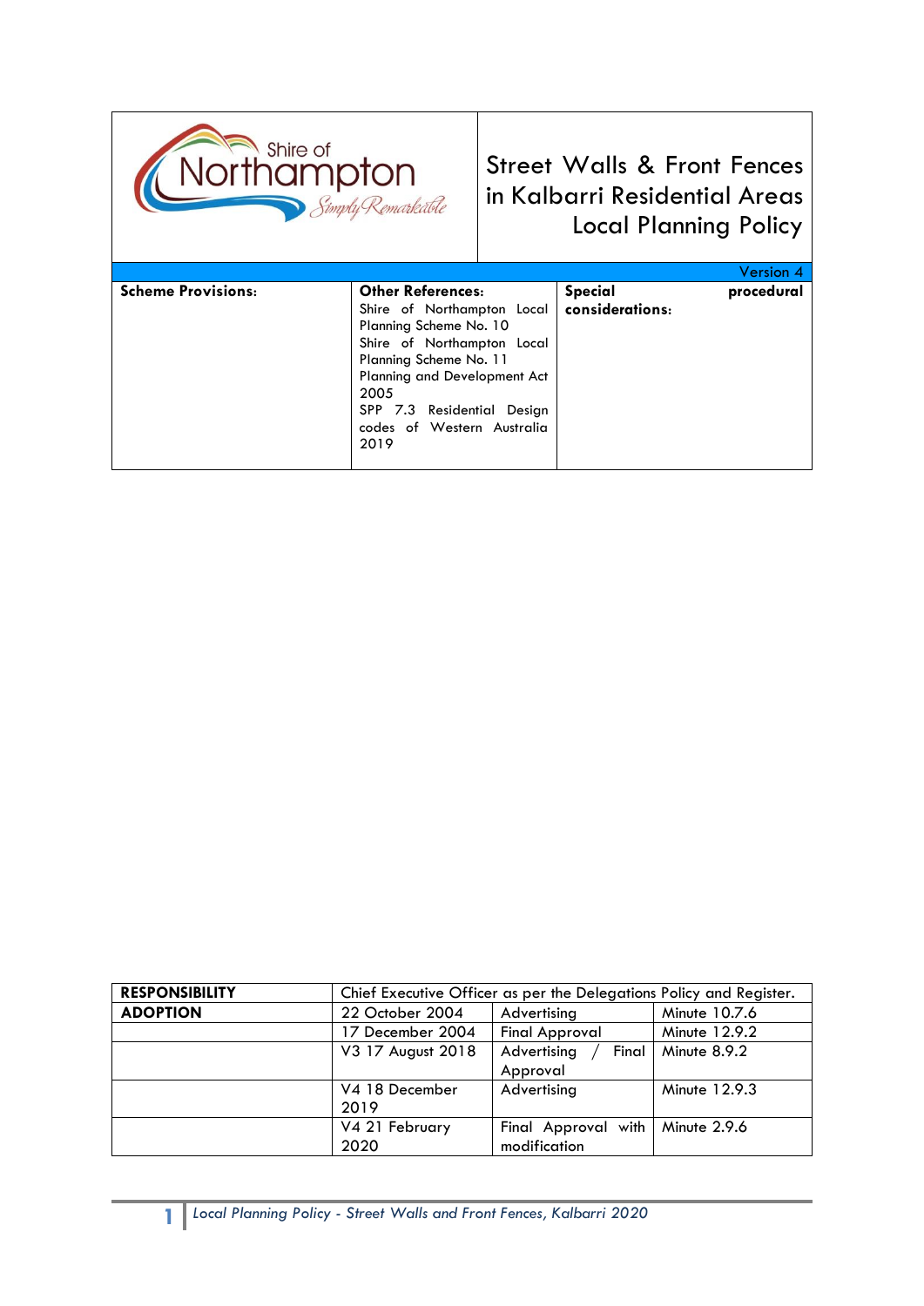Shire of Northampton *Simply Remarkable*

# Street Walls & Front Fences in Kalbarri Residential Areas Local Planning Policy

Version 4

| **Scheme Provisions:** | **Other References:** | **Special procedural considerations:** |
|---|---|---|
| | Shire of Northampton Local Planning Scheme No. 10<br>Shire of Northampton Local Planning Scheme No. 11<br>Planning and Development Act 2005<br>SPP 7.3 Residential Design codes of Western Australia 2019 | |

| **RESPONSIBILITY** | Chief Executive Officer as per the Delegations Policy and Register. | | |
|---|---|---|---|
| **ADOPTION** | 22 October 2004 | Advertising | Minute 10.7.6 |
| | 17 December 2004 | Final Approval | Minute 12.9.2 |
| | V3 17 August 2018 | Advertising / Final Approval | Minute 8.9.2 |
| | V4 18 December 2019 | Advertising | Minute 12.9.3 |
| | V4 21 February 2020 | Final Approval with modification | Minute 2.9.6 |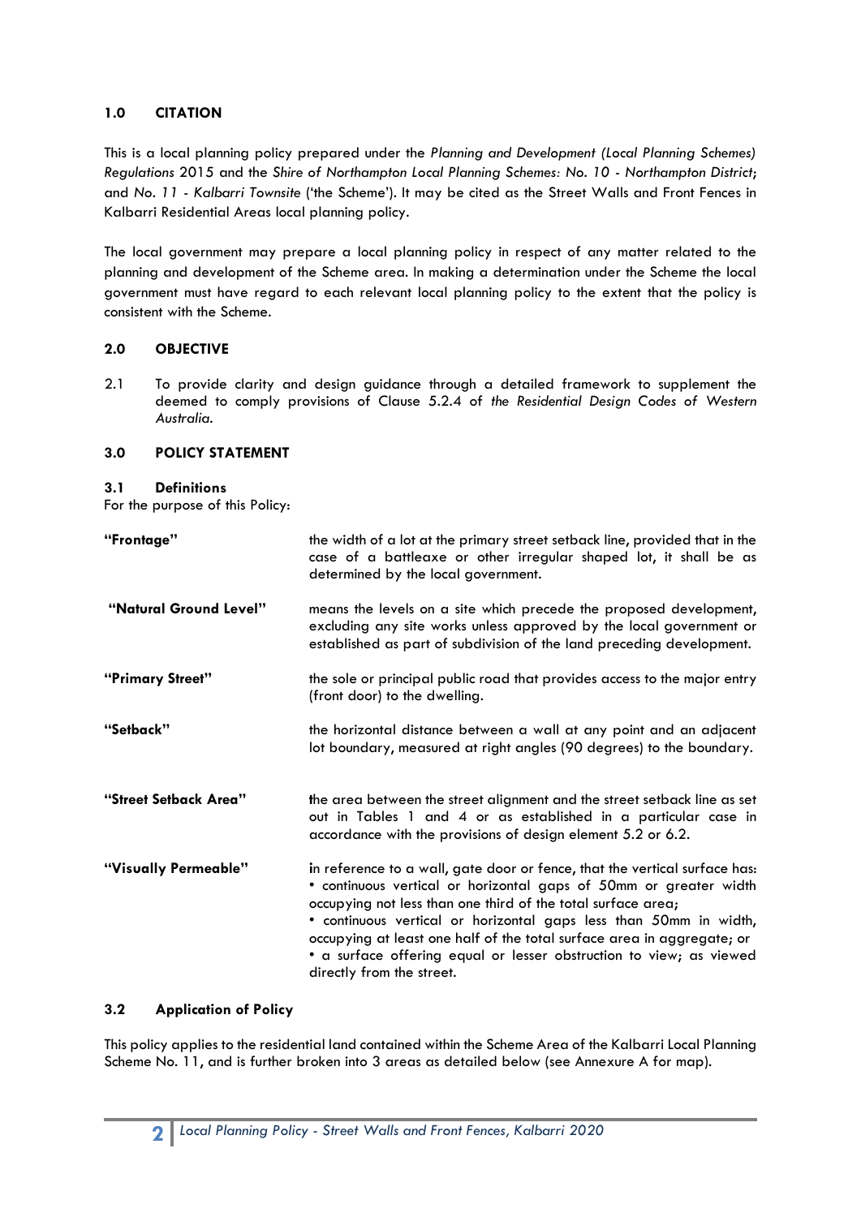## 1.0 CITATION

This is a local planning policy prepared under the *Planning and Development (Local Planning Schemes) Regulations* 2015 and the *Shire of Northampton Local Planning Schemes: No. 10 - Northampton District*; and *No. 11 - Kalbarri Townsite* ('the Scheme'). It may be cited as the Street Walls and Front Fences in Kalbarri Residential Areas local planning policy.

The local government may prepare a local planning policy in respect of any matter related to the planning and development of the Scheme area. In making a determination under the Scheme the local government must have regard to each relevant local planning policy to the extent that the policy is consistent with the Scheme.

## 2.0 OBJECTIVE

2.1 To provide clarity and design guidance through a detailed framework to supplement the deemed to comply provisions of Clause 5.2.4 of *the Residential Design Codes of Western Australia.*

## 3.0 POLICY STATEMENT

### 3.1 Definitions

For the purpose of this Policy:

| | |
|---|---|
| **"Frontage"** | the width of a lot at the primary street setback line, provided that in the case of a battleaxe or other irregular shaped lot, it shall be as determined by the local government. |
| **"Natural Ground Level"** | means the levels on a site which precede the proposed development, excluding any site works unless approved by the local government or established as part of subdivision of the land preceding development. |
| **"Primary Street"** | the sole or principal public road that provides access to the major entry (front door) to the dwelling. |
| **"Setback"** | the horizontal distance between a wall at any point and an adjacent lot boundary, measured at right angles (90 degrees) to the boundary. |
| **"Street Setback Area"** | the area between the street alignment and the street setback line as set out in Tables 1 and 4 or as established in a particular case in accordance with the provisions of design element 5.2 or 6.2. |
| **"Visually Permeable"** | in reference to a wall, gate door or fence, that the vertical surface has: • continuous vertical or horizontal gaps of 50mm or greater width occupying not less than one third of the total surface area; • continuous vertical or horizontal gaps less than 50mm in width, occupying at least one half of the total surface area in aggregate; or • a surface offering equal or lesser obstruction to view; as viewed directly from the street. |

### 3.2 Application of Policy

This policy applies to the residential land contained within the Scheme Area of the Kalbarri Local Planning Scheme No. 11, and is further broken into 3 areas as detailed below (see Annexure A for map).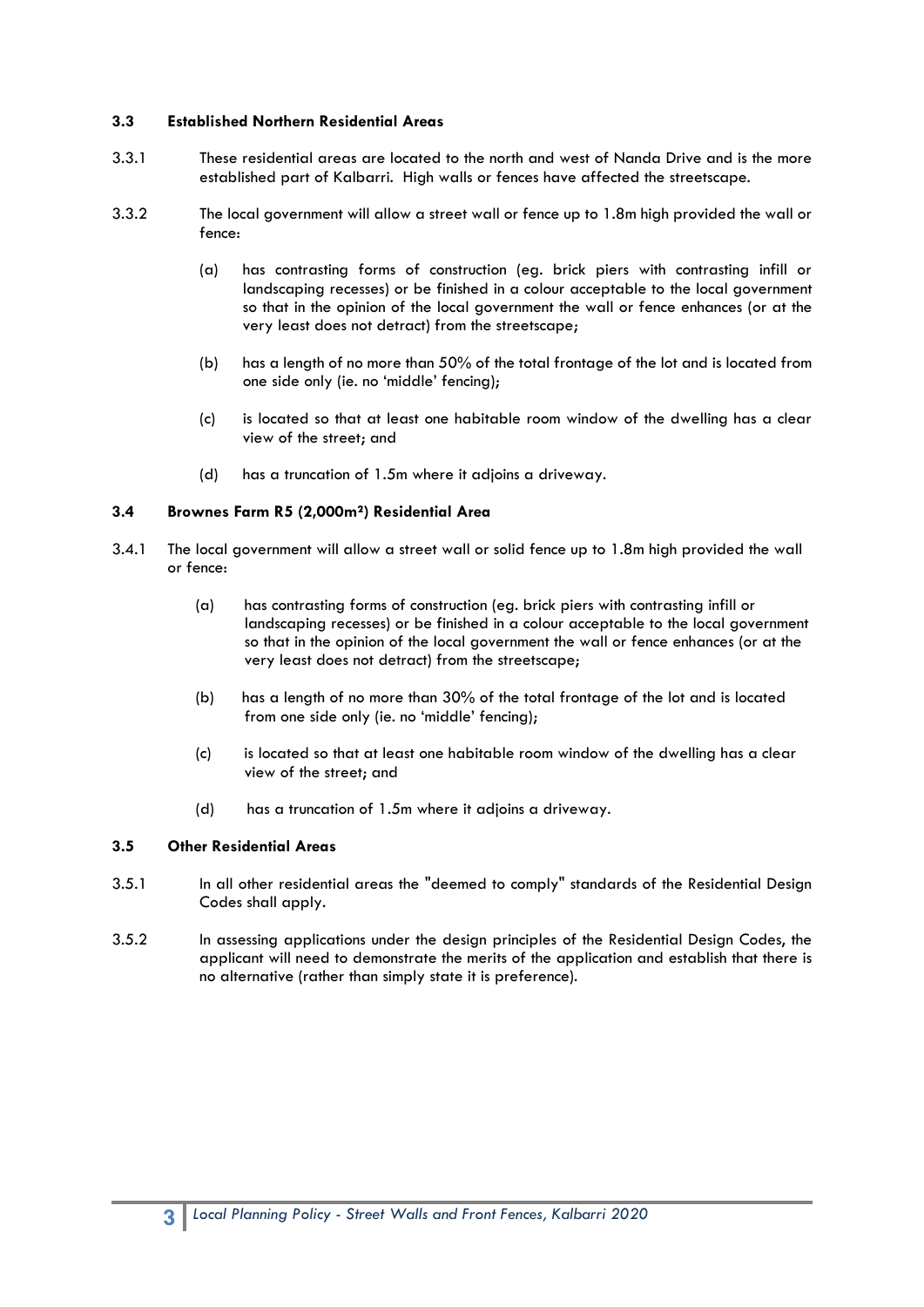### 3.3 Established Northern Residential Areas

3.3.1 These residential areas are located to the north and west of Nanda Drive and is the more established part of Kalbarri. High walls or fences have affected the streetscape.

3.3.2 The local government will allow a street wall or fence up to 1.8m high provided the wall or fence:

(a) has contrasting forms of construction (eg. brick piers with contrasting infill or landscaping recesses) or be finished in a colour acceptable to the local government so that in the opinion of the local government the wall or fence enhances (or at the very least does not detract) from the streetscape;

(b) has a length of no more than 50% of the total frontage of the lot and is located from one side only (ie. no 'middle' fencing);

(c) is located so that at least one habitable room window of the dwelling has a clear view of the street; and

(d) has a truncation of 1.5m where it adjoins a driveway.

### 3.4 Brownes Farm R5 (2,000m²) Residential Area

3.4.1 The local government will allow a street wall or solid fence up to 1.8m high provided the wall or fence:

(a) has contrasting forms of construction (eg. brick piers with contrasting infill or landscaping recesses) or be finished in a colour acceptable to the local government so that in the opinion of the local government the wall or fence enhances (or at the very least does not detract) from the streetscape;

(b) has a length of no more than 30% of the total frontage of the lot and is located from one side only (ie. no 'middle' fencing);

(c) is located so that at least one habitable room window of the dwelling has a clear view of the street; and

(d) has a truncation of 1.5m where it adjoins a driveway.

### 3.5 Other Residential Areas

3.5.1 In all other residential areas the "deemed to comply" standards of the Residential Design Codes shall apply.

3.5.2 In assessing applications under the design principles of the Residential Design Codes, the applicant will need to demonstrate the merits of the application and establish that there is no alternative (rather than simply state it is preference).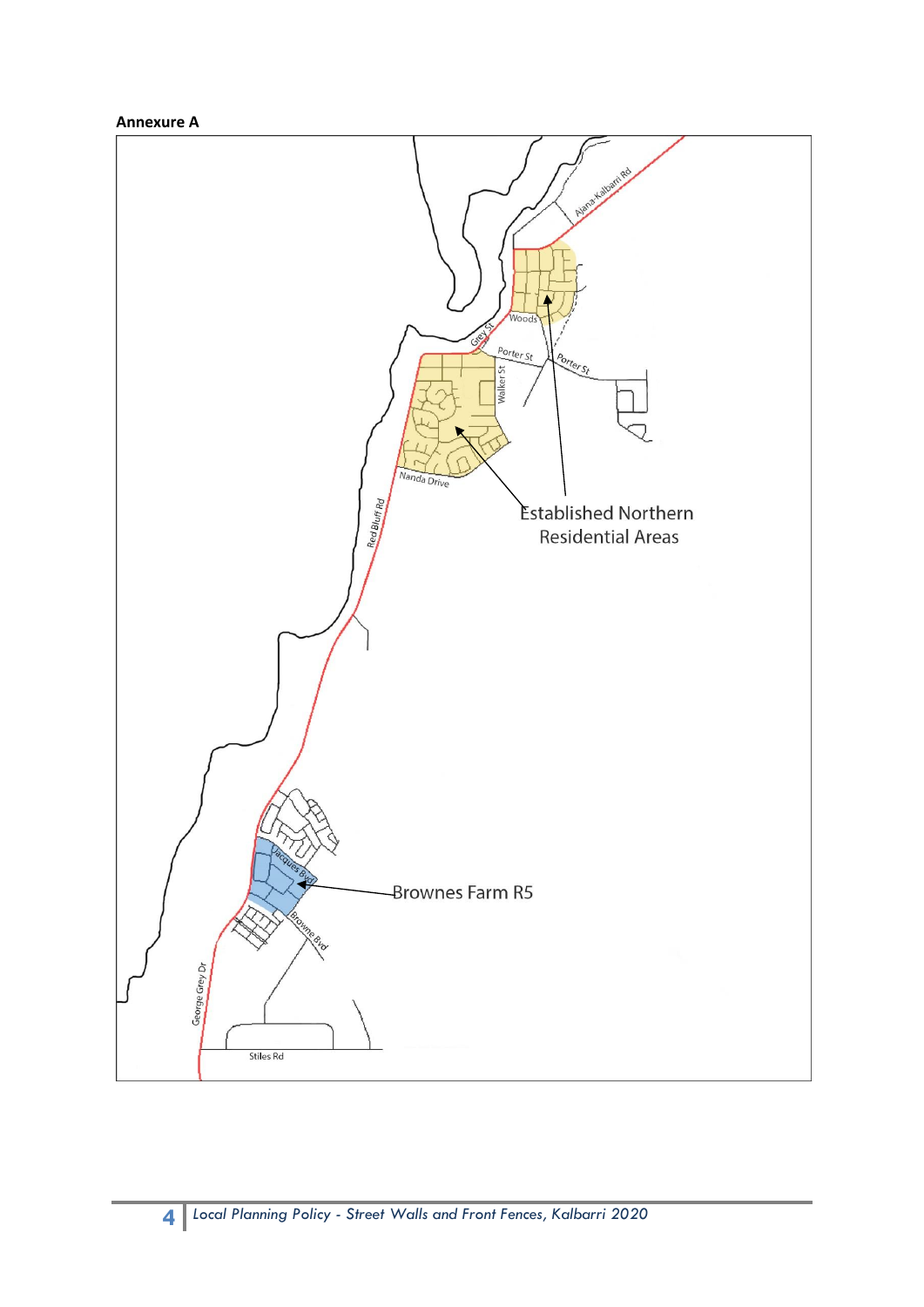**Annexure A**

Ajana-Kalbarri Rd

Woods

Grey St

Porter St

Porter St

Walker St

Nanda Drive

Red Bluff Rd

Established Northern Residential Areas

Jacques Bvd

Brownes Farm R5

Browne Bvd

George Grey Dr

Stiles Rd